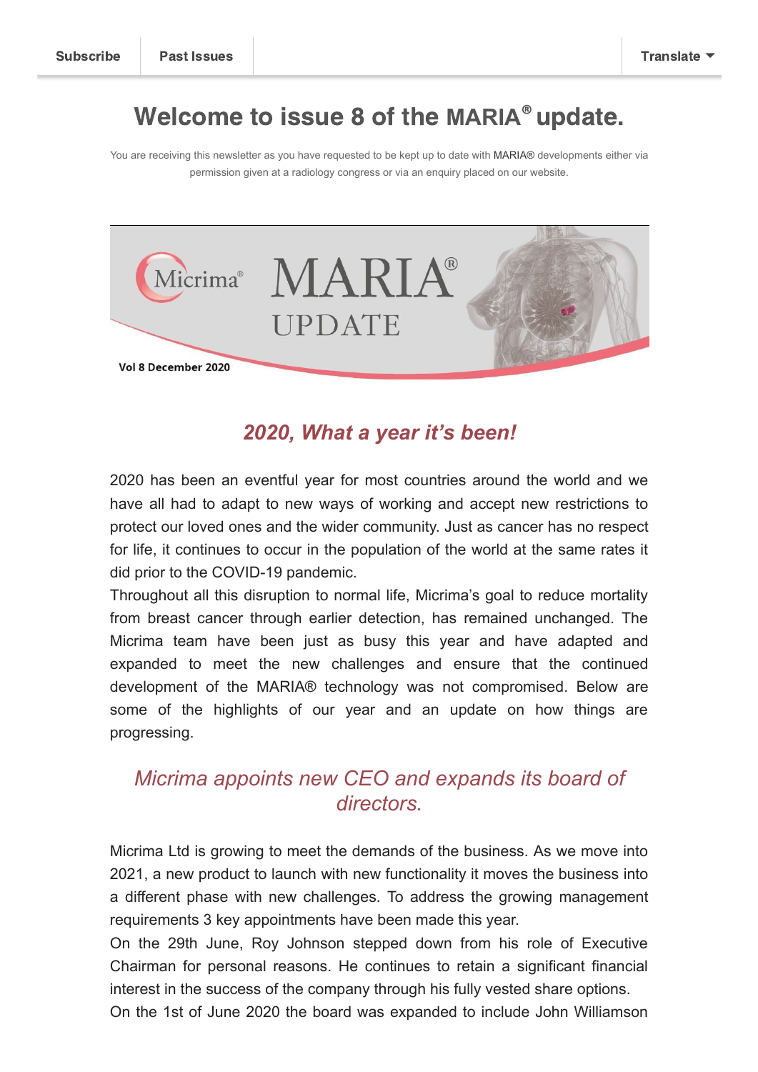Subscribe | Past Issues | Translate

# Welcome to issue 8 of the MARIA® update.

You are receiving this newsletter as you have requested to be kept up to date with MARIA® developments either via permission given at a radiology congress or via an enquiry placed on our website.

Micrima® MARIA® UPDATE

Vol 8 December 2020

## *2020, What a year it's been!*

2020 has been an eventful year for most countries around the world and we have all had to adapt to new ways of working and accept new restrictions to protect our loved ones and the wider community. Just as cancer has no respect for life, it continues to occur in the population of the world at the same rates it did prior to the COVID-19 pandemic.

Throughout all this disruption to normal life, Micrima's goal to reduce mortality from breast cancer through earlier detection, has remained unchanged. The Micrima team have been just as busy this year and have adapted and expanded to meet the new challenges and ensure that the continued development of the MARIA® technology was not compromised. Below are some of the highlights of our year and an update on how things are progressing.

## *Micrima appoints new CEO and expands its board of directors.*

Micrima Ltd is growing to meet the demands of the business. As we move into 2021, a new product to launch with new functionality it moves the business into a different phase with new challenges. To address the growing management requirements 3 key appointments have been made this year.

On the 29th June, Roy Johnson stepped down from his role of Executive Chairman for personal reasons. He continues to retain a significant financial interest in the success of the company through his fully vested share options.

On the 1st of June 2020 the board was expanded to include John Williamson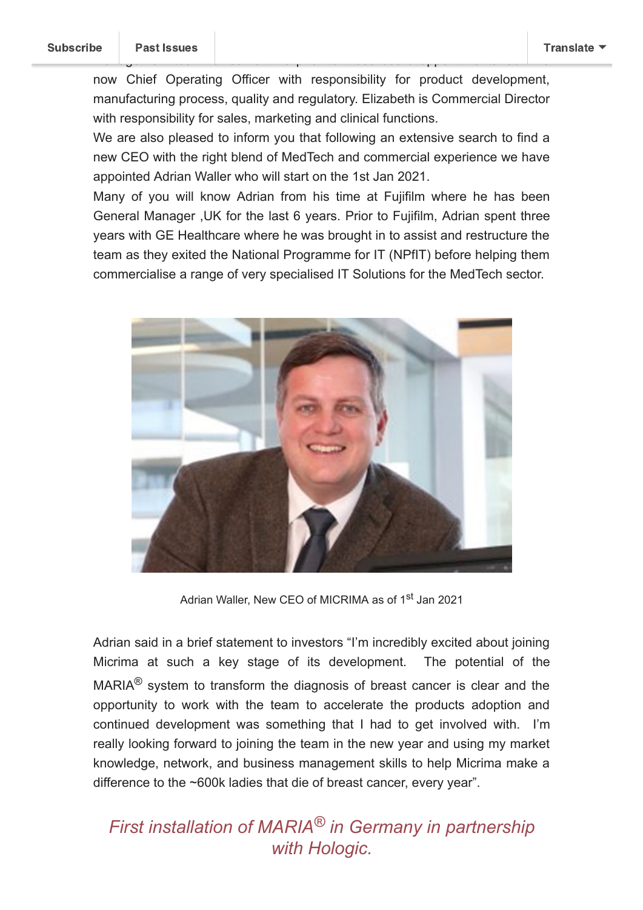now Chief Operating Officer with responsibility for product development, manufacturing process, quality and regulatory. Elizabeth is Commercial Director with responsibility for sales, marketing and clinical functions.

We are also pleased to inform you that following an extensive search to find a new CEO with the right blend of MedTech and commercial experience we have appointed Adrian Waller who will start on the 1st Jan 2021.

Many of you will know Adrian from his time at Fujifilm where he has been General Manager ,UK for the last 6 years. Prior to Fujifilm, Adrian spent three years with GE Healthcare where he was brought in to assist and restructure the team as they exited the National Programme for IT (NPfIT) before helping them commercialise a range of very specialised IT Solutions for the MedTech sector.

Adrian Waller, New CEO of MICRIMA as of 1st Jan 2021

Adrian said in a brief statement to investors "I'm incredibly excited about joining Micrima at such a key stage of its development. The potential of the MARIA® system to transform the diagnosis of breast cancer is clear and the opportunity to work with the team to accelerate the products adoption and continued development was something that I had to get involved with. I'm really looking forward to joining the team in the new year and using my market knowledge, network, and business management skills to help Micrima make a difference to the ~600k ladies that die of breast cancer, every year".

## *First installation of MARIA® in Germany in partnership with Hologic.*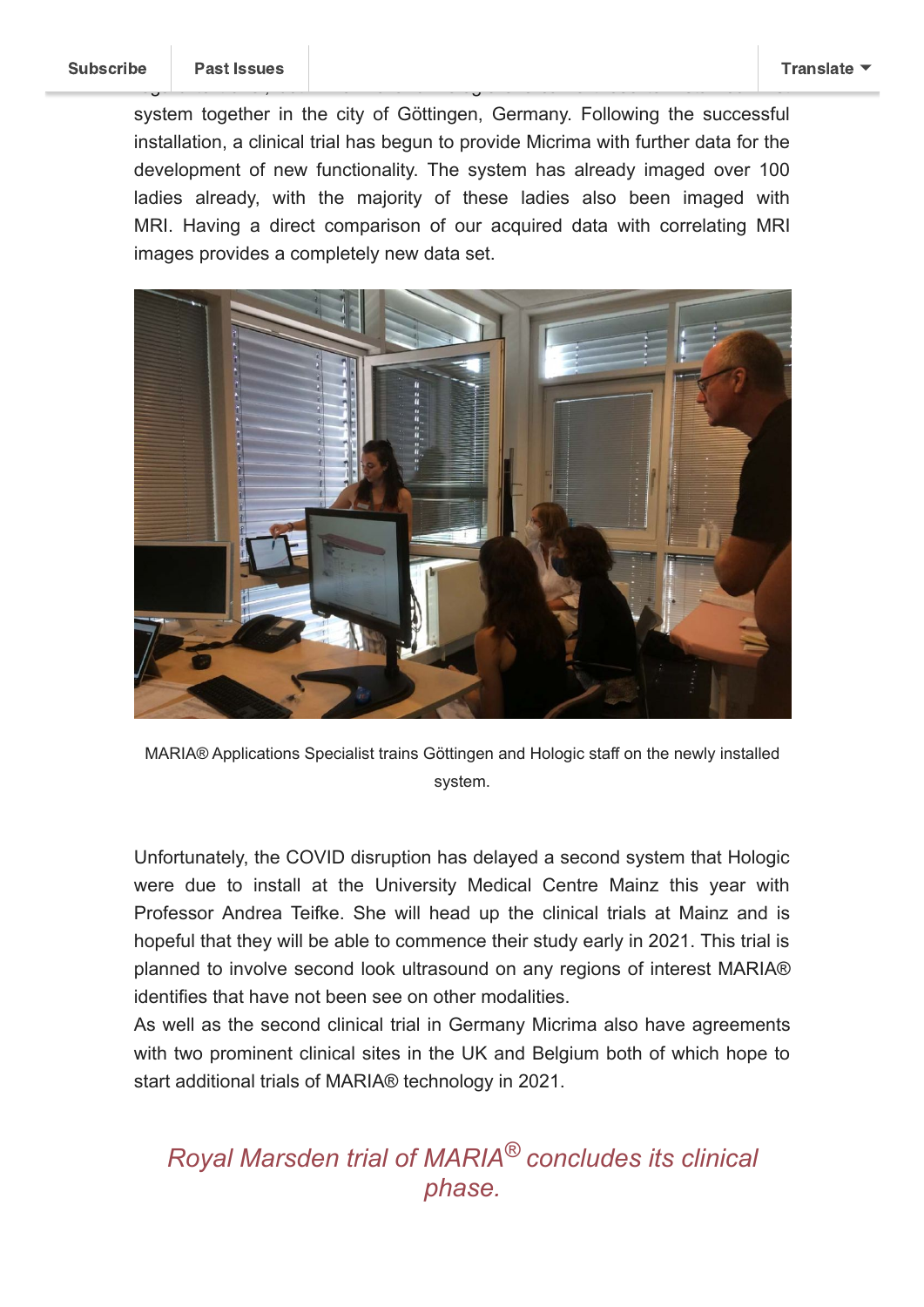system together in the city of Göttingen, Germany. Following the successful installation, a clinical trial has begun to provide Micrima with further data for the development of new functionality. The system has already imaged over 100 ladies already, with the majority of these ladies also been imaged with MRI. Having a direct comparison of our acquired data with correlating MRI images provides a completely new data set.

MARIA® Applications Specialist trains Göttingen and Hologic staff on the newly installed system.

Unfortunately, the COVID disruption has delayed a second system that Hologic were due to install at the University Medical Centre Mainz this year with Professor Andrea Teifke. She will head up the clinical trials at Mainz and is hopeful that they will be able to commence their study early in 2021. This trial is planned to involve second look ultrasound on any regions of interest MARIA® identifies that have not been see on other modalities.

As well as the second clinical trial in Germany Micrima also have agreements with two prominent clinical sites in the UK and Belgium both of which hope to start additional trials of MARIA® technology in 2021.

## *Royal Marsden trial of MARIA® concludes its clinical phase.*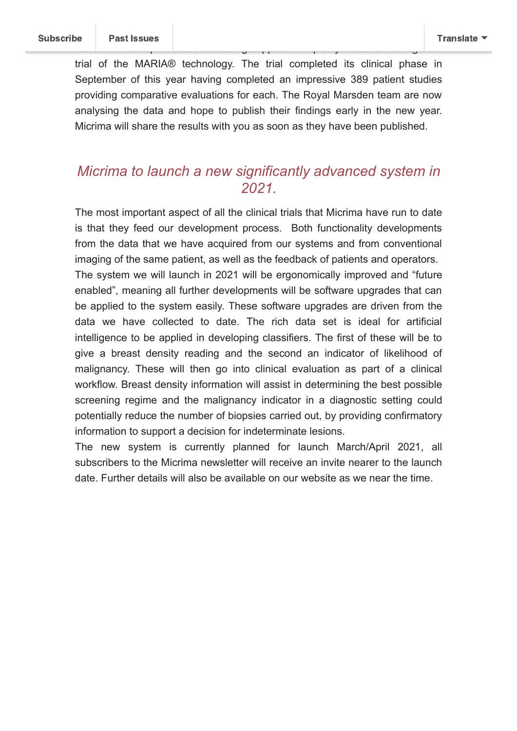trial of the MARIA® technology. The trial completed its clinical phase in September of this year having completed an impressive 389 patient studies providing comparative evaluations for each. The Royal Marsden team are now analysing the data and hope to publish their findings early in the new year. Micrima will share the results with you as soon as they have been published.

## *Micrima to launch a new significantly advanced system in 2021.*

The most important aspect of all the clinical trials that Micrima have run to date is that they feed our development process. Both functionality developments from the data that we have acquired from our systems and from conventional imaging of the same patient, as well as the feedback of patients and operators. The system we will launch in 2021 will be ergonomically improved and "future enabled", meaning all further developments will be software upgrades that can be applied to the system easily. These software upgrades are driven from the data we have collected to date. The rich data set is ideal for artificial intelligence to be applied in developing classifiers. The first of these will be to give a breast density reading and the second an indicator of likelihood of malignancy. These will then go into clinical evaluation as part of a clinical workflow. Breast density information will assist in determining the best possible screening regime and the malignancy indicator in a diagnostic setting could potentially reduce the number of biopsies carried out, by providing confirmatory information to support a decision for indeterminate lesions.

The new system is currently planned for launch March/April 2021, all subscribers to the Micrima newsletter will receive an invite nearer to the launch date. Further details will also be available on our website as we near the time.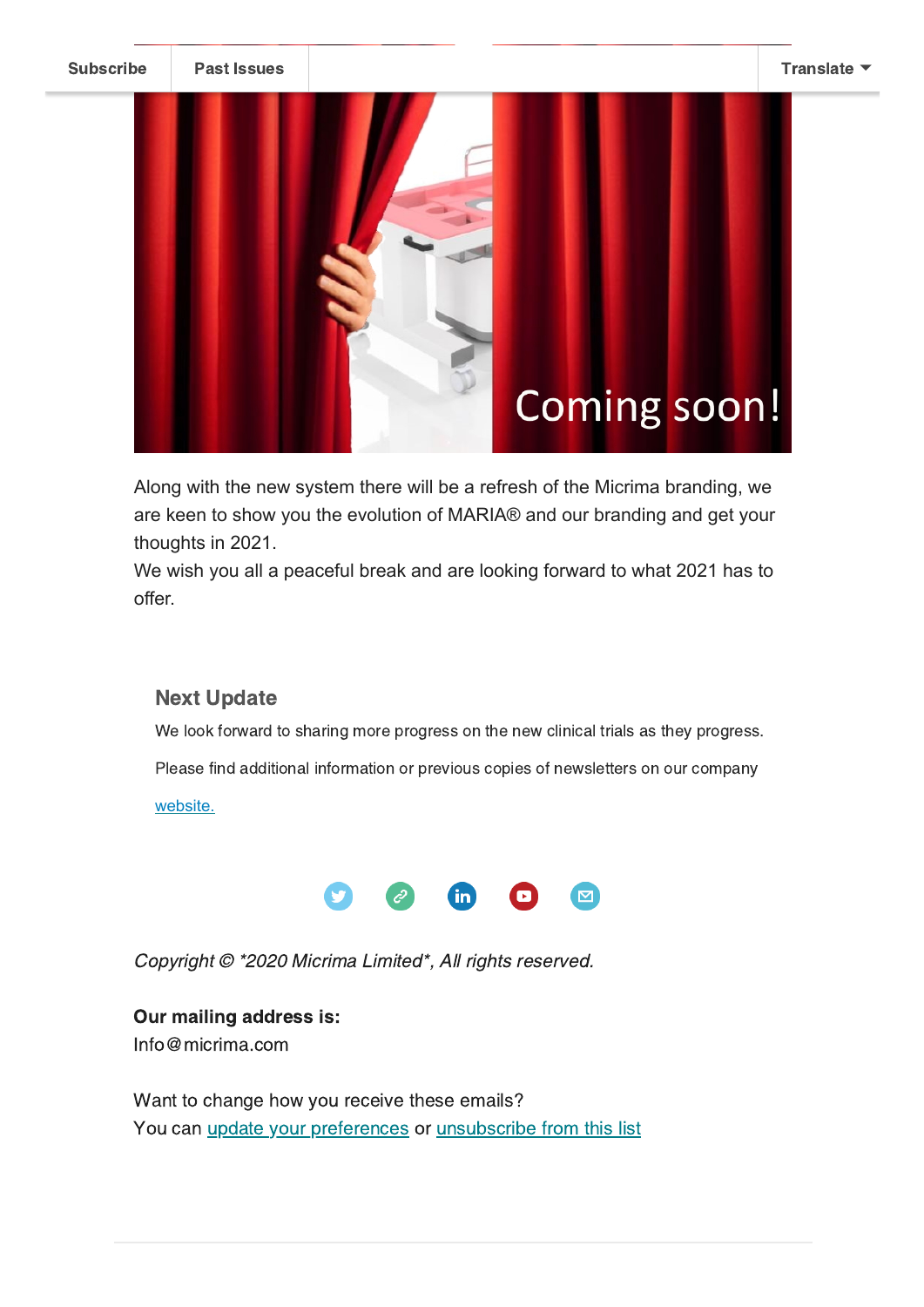Subscribe | Past Issues | Translate

Along with the new system there will be a refresh of the Micrima branding, we are keen to show you the evolution of MARIA® and our branding and get your thoughts in 2021.
We wish you all a peaceful break and are looking forward to what 2021 has to offer.

### Next Update

We look forward to sharing more progress on the new clinical trials as they progress.

Please find additional information or previous copies of newsletters on our company

website.

*Copyright © *2020 Micrima Limited*, All rights reserved.*

**Our mailing address is:**
Info@micrima.com

Want to change how you receive these emails?
You can update your preferences or unsubscribe from this list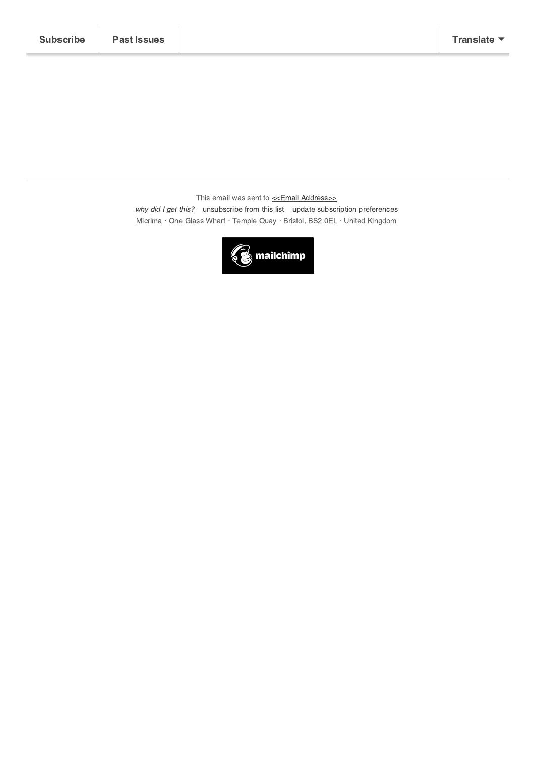Subscribe | Past Issues | Translate ▾

This email was sent to <<Email Address>>

*why did I get this?* unsubscribe from this list update subscription preferences

Micrima · One Glass Wharf · Temple Quay · Bristol, BS2 0EL · United Kingdom

mailchimp